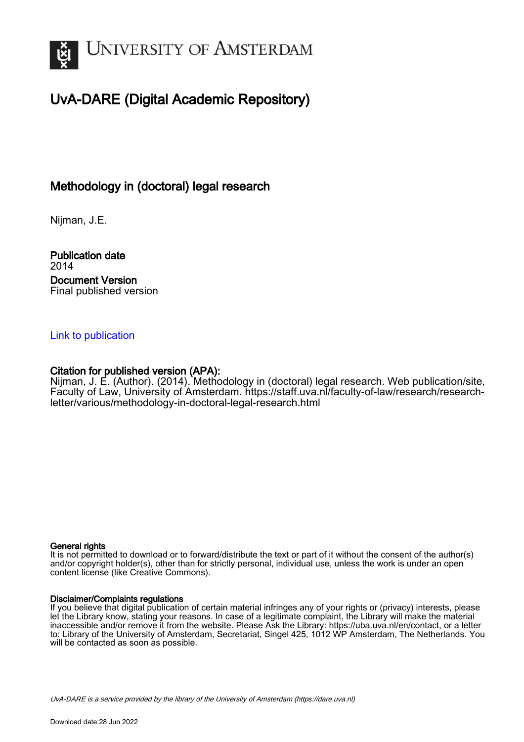# University of Amsterdam

## UvA-DARE (Digital Academic Repository)

### Methodology in (doctoral) legal research

Nijman, J.E.

**Publication date**
2014

**Document Version**
Final published version

[Link to publication](https://staff.uva.nl/faculty-of-law/research/research-letter/various/methodology-in-doctoral-legal-research.html)

**Citation for published version (APA):**
Nijman, J. E. (Author). (2014). Methodology in (doctoral) legal research. Web publication/site, Faculty of Law, University of Amsterdam. https://staff.uva.nl/faculty-of-law/research/research-letter/various/methodology-in-doctoral-legal-research.html

**General rights**
It is not permitted to download or to forward/distribute the text or part of it without the consent of the author(s) and/or copyright holder(s), other than for strictly personal, individual use, unless the work is under an open content license (like Creative Commons).

**Disclaimer/Complaints regulations**
If you believe that digital publication of certain material infringes any of your rights or (privacy) interests, please let the Library know, stating your reasons. In case of a legitimate complaint, the Library will make the material inaccessible and/or remove it from the website. Please Ask the Library: https://uba.uva.nl/en/contact, or a letter to: Library of the University of Amsterdam, Secretariat, Singel 425, 1012 WP Amsterdam, The Netherlands. You will be contacted as soon as possible.

*UvA-DARE is a service provided by the library of the University of Amsterdam (https://dare.uva.nl)*

Download date:28 Jun 2022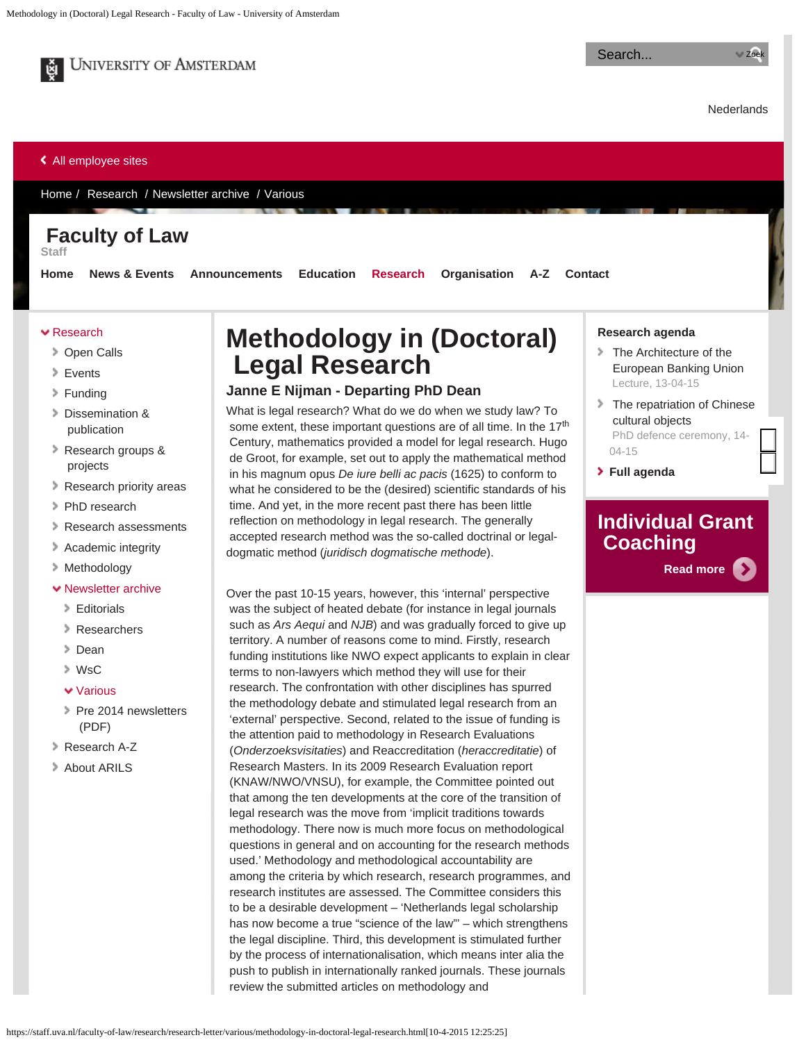# Methodology in (Doctoral) Legal Research

### Janne E Nijman - Departing PhD Dean

What is legal research? What do we do when we study law? To some extent, these important questions are of all time. In the 17th Century, mathematics provided a model for legal research. Hugo de Groot, for example, set out to apply the mathematical method in his magnum opus *De iure belli ac pacis* (1625) to conform to what he considered to be the (desired) scientific standards of his time. And yet, in the more recent past there has been little reflection on methodology in legal research. The generally accepted research method was the so-called doctrinal or legal-dogmatic method (*juridisch dogmatische methode*).

Over the past 10-15 years, however, this 'internal' perspective was the subject of heated debate (for instance in legal journals such as *Ars Aequi* and *NJB*) and was gradually forced to give up territory. A number of reasons come to mind. Firstly, research funding institutions like NWO expect applicants to explain in clear terms to non-lawyers which method they will use for their research. The confrontation with other disciplines has spurred the methodology debate and stimulated legal research from an 'external' perspective. Second, related to the issue of funding is the attention paid to methodology in Research Evaluations (*Onderzoeksvisitaties*) and Reaccreditation (*heraccreditatie*) of Research Masters. In its 2009 Research Evaluation report (KNAW/NWO/VNSU), for example, the Committee pointed out that among the ten developments at the core of the transition of legal research was the move from 'implicit traditions towards methodology. There now is much more focus on methodological questions in general and on accounting for the research methods used.' Methodology and methodological accountability are among the criteria by which research, research programmes, and research institutes are assessed. The Committee considers this to be a desirable development – 'Netherlands legal scholarship has now become a true "science of the law"' – which strengthens the legal discipline. Third, this development is stimulated further by the process of internationalisation, which means inter alia the push to publish in internationally ranked journals. These journals review the submitted articles on methodology and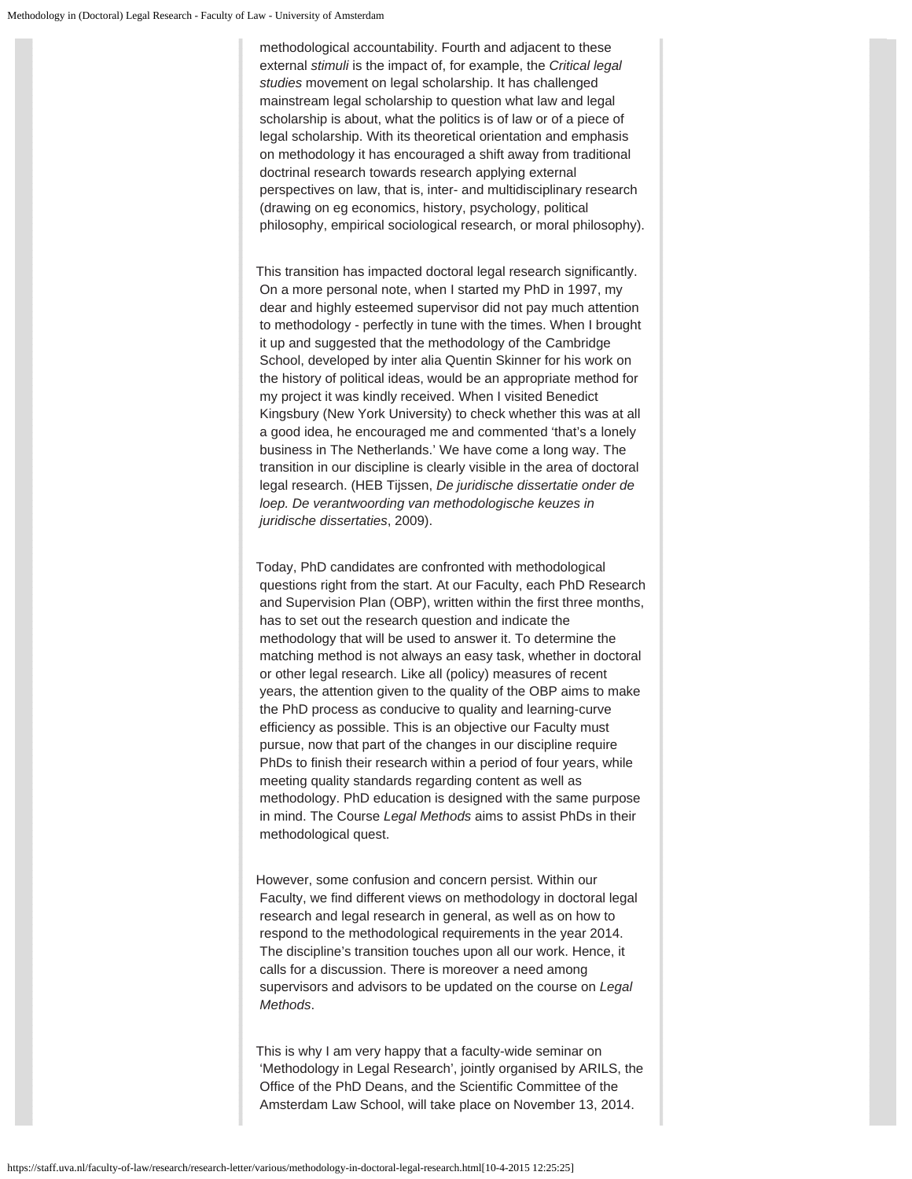methodological accountability. Fourth and adjacent to these external *stimuli* is the impact of, for example, the *Critical legal studies* movement on legal scholarship. It has challenged mainstream legal scholarship to question what law and legal scholarship is about, what the politics is of law or of a piece of legal scholarship. With its theoretical orientation and emphasis on methodology it has encouraged a shift away from traditional doctrinal research towards research applying external perspectives on law, that is, inter- and multidisciplinary research (drawing on eg economics, history, psychology, political philosophy, empirical sociological research, or moral philosophy).

This transition has impacted doctoral legal research significantly. On a more personal note, when I started my PhD in 1997, my dear and highly esteemed supervisor did not pay much attention to methodology - perfectly in tune with the times. When I brought it up and suggested that the methodology of the Cambridge School, developed by inter alia Quentin Skinner for his work on the history of political ideas, would be an appropriate method for my project it was kindly received. When I visited Benedict Kingsbury (New York University) to check whether this was at all a good idea, he encouraged me and commented 'that's a lonely business in The Netherlands.' We have come a long way. The transition in our discipline is clearly visible in the area of doctoral legal research. (HEB Tijssen, *De juridische dissertatie onder de loep. De verantwoording van methodologische keuzes in juridische dissertaties*, 2009).

Today, PhD candidates are confronted with methodological questions right from the start. At our Faculty, each PhD Research and Supervision Plan (OBP), written within the first three months, has to set out the research question and indicate the methodology that will be used to answer it. To determine the matching method is not always an easy task, whether in doctoral or other legal research. Like all (policy) measures of recent years, the attention given to the quality of the OBP aims to make the PhD process as conducive to quality and learning-curve efficiency as possible. This is an objective our Faculty must pursue, now that part of the changes in our discipline require PhDs to finish their research within a period of four years, while meeting quality standards regarding content as well as methodology. PhD education is designed with the same purpose in mind. The Course *Legal Methods* aims to assist PhDs in their methodological quest.

However, some confusion and concern persist. Within our Faculty, we find different views on methodology in doctoral legal research and legal research in general, as well as on how to respond to the methodological requirements in the year 2014. The discipline's transition touches upon all our work. Hence, it calls for a discussion. There is moreover a need among supervisors and advisors to be updated on the course on *Legal Methods*.

This is why I am very happy that a faculty-wide seminar on 'Methodology in Legal Research', jointly organised by ARILS, the Office of the PhD Deans, and the Scientific Committee of the Amsterdam Law School, will take place on November 13, 2014.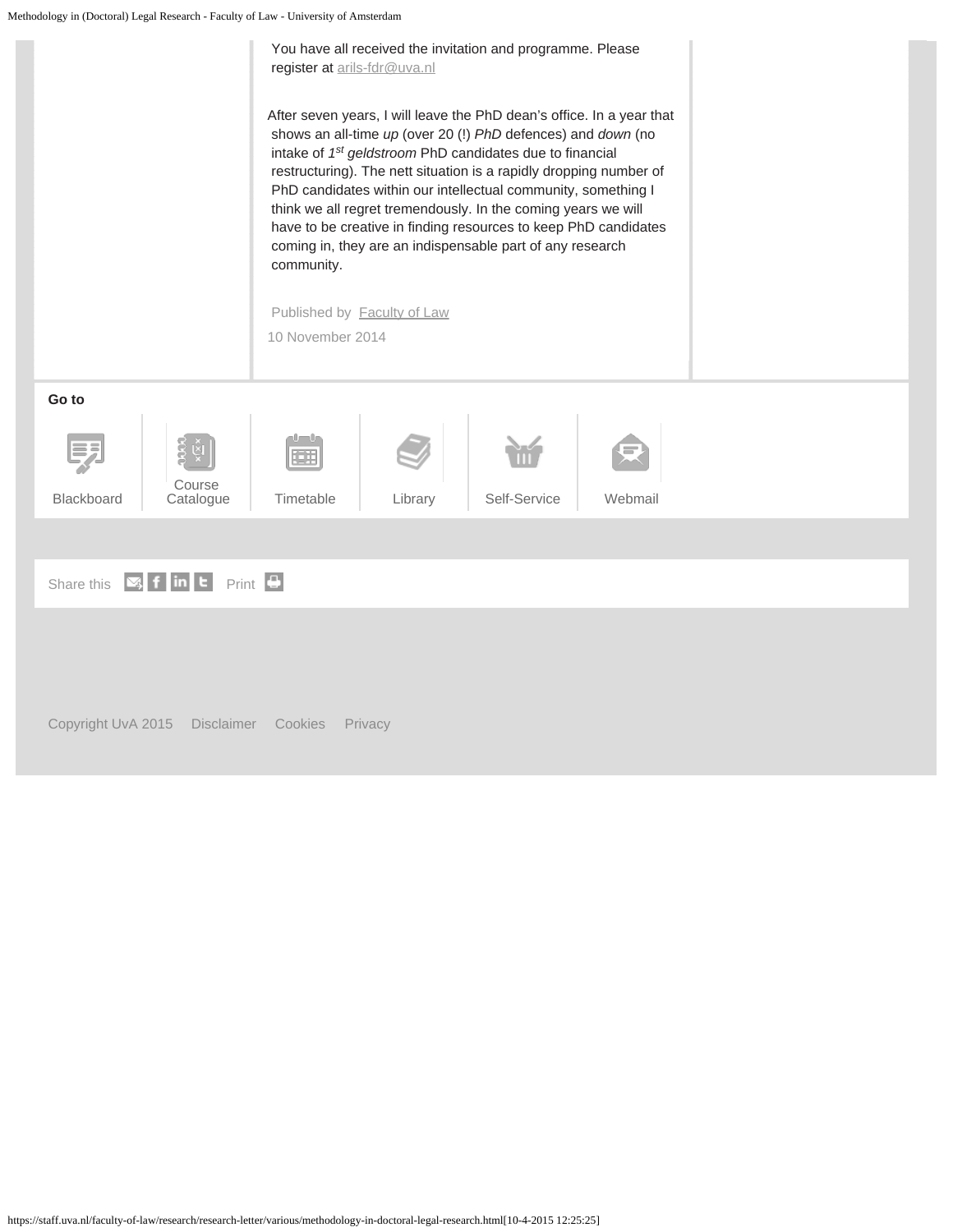You have all received the invitation and programme. Please register at arils-fdr@uva.nl

After seven years, I will leave the PhD dean's office. In a year that shows an all-time *up* (over 20 (!) *PhD* defences) and *down* (no intake of *1st geldstroom* PhD candidates due to financial restructuring). The nett situation is a rapidly dropping number of PhD candidates within our intellectual community, something I think we all regret tremendously. In the coming years we will have to be creative in finding resources to keep PhD candidates coming in, they are an indispensable part of any research community.

Published by Faculty of Law

10 November 2014

**Go to**

Blackboard | Course Catalogue | Timetable | Library | Self-Service | Webmail

Share this Print

Copyright UvA 2015 Disclaimer Cookies Privacy